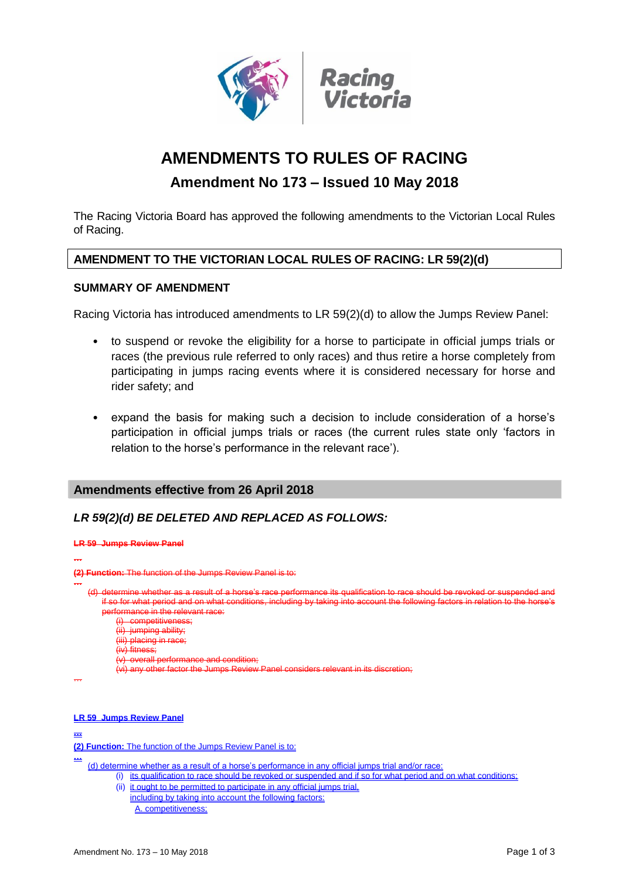# AMENDMENTS TO RULES OF RACING

## Amendment No 173 – Issued 10 May 2018

The Racing Victoria Board has approved the following amendments to the Victorian Local Rules of Racing.

### AMENDMENT TO THE VICTORIAN LOCAL RULES OF RACING: LR 59(2)(d)

### SUMMARY OF AMENDMENT

Racing Victoria has introduced amendments to LR 59(2)(d) to allow the Jumps Review Panel:

- to suspend or revoke the eligibility for a horse to participate in official jumps trials or races (the previous rule referred to only races) and thus retire a horse completely from participating in jumps racing events where it is considered necessary for horse and rider safety; and
- expand the basis for making such a decision to include consideration of a horse's participation in official jumps trials or races (the current rules state only 'factors in relation to the horse's performance in the relevant race').

### Amendments effective from 26 April 2018

*LR 59(2)(d) BE DELETED AND REPLACED AS FOLLOWS:*

~~**LR 59 Jumps Review Panel**~~

~~...~~

~~**(2) Function:** The function of the Jumps Review Panel is to:~~

~~...~~

~~(d) determine whether as a result of a horse's race performance its qualification to race should be revoked or suspended and if so for what period and on what conditions, including by taking into account the following factors in relation to the horse's performance in the relevant race:~~
~~(i) competitiveness;~~
~~(ii) jumping ability;~~
~~(iii) placing in race;~~
~~(iv) fitness;~~
~~(v) overall performance and condition;~~
~~(vi) any other factor the Jumps Review Panel considers relevant in its discretion;~~

~~...~~

**LR 59 Jumps Review Panel**

...

**(2) Function:** The function of the Jumps Review Panel is to:

...

(d) determine whether as a result of a horse's performance in any official jumps trial and/or race:
(i) its qualification to race should be revoked or suspended and if so for what period and on what conditions;
(ii) it ought to be permitted to participate in any official jumps trial.
including by taking into account the following factors:
A. competitiveness;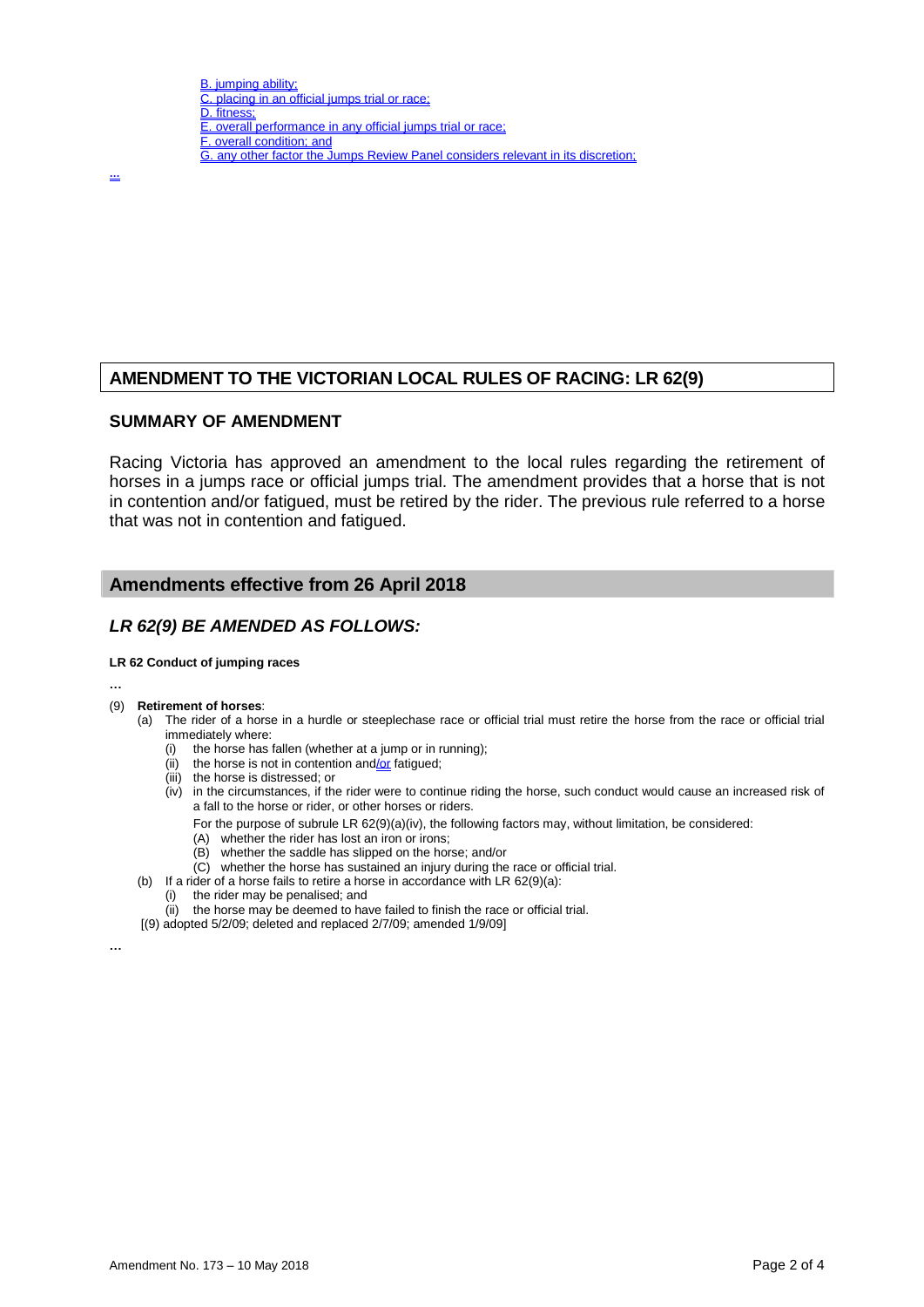B. jumping ability;
C. placing in an official jumps trial or race;
D. fitness;
E. overall performance in any official jumps trial or race;
F. overall condition; and
G. any other factor the Jumps Review Panel considers relevant in its discretion;

...

## AMENDMENT TO THE VICTORIAN LOCAL RULES OF RACING: LR 62(9)

### SUMMARY OF AMENDMENT

Racing Victoria has approved an amendment to the local rules regarding the retirement of horses in a jumps race or official jumps trial. The amendment provides that a horse that is not in contention and/or fatigued, must be retired by the rider. The previous rule referred to a horse that was not in contention and fatigued.

## Amendments effective from 26 April 2018

### *LR 62(9) BE AMENDED AS FOLLOWS:*

**LR 62 Conduct of jumping races**

…

(9) **Retirement of horses**:
- (a) The rider of a horse in a hurdle or steeplechase race or official trial must retire the horse from the race or official trial immediately where:
  - (i) the horse has fallen (whether at a jump or in running);
  - (ii) the horse is not in contention and/or fatigued;
  - (iii) the horse is distressed; or
  - (iv) in the circumstances, if the rider were to continue riding the horse, such conduct would cause an increased risk of a fall to the horse or rider, or other horses or riders.

    For the purpose of subrule LR 62(9)(a)(iv), the following factors may, without limitation, be considered:
    - (A) whether the rider has lost an iron or irons;
    - (B) whether the saddle has slipped on the horse; and/or
    - (C) whether the horse has sustained an injury during the race or official trial.
- (b) If a rider of a horse fails to retire a horse in accordance with LR 62(9)(a):
  - (i) the rider may be penalised; and
  - (ii) the horse may be deemed to have failed to finish the race or official trial.

[(9) adopted 5/2/09; deleted and replaced 2/7/09; amended 1/9/09]

…

Amendment No. 173 – 10 May 2018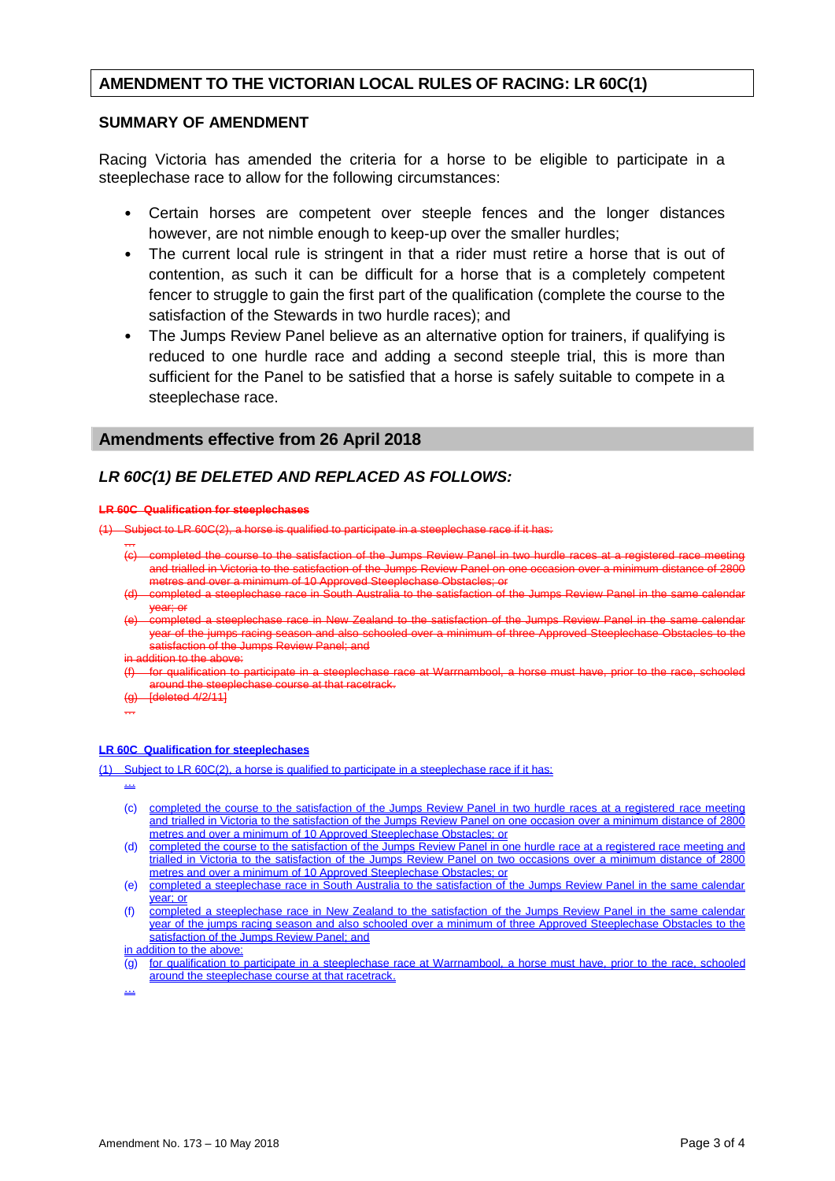## AMENDMENT TO THE VICTORIAN LOCAL RULES OF RACING: LR 60C(1)

### SUMMARY OF AMENDMENT

Racing Victoria has amended the criteria for a horse to be eligible to participate in a steeplechase race to allow for the following circumstances:

- Certain horses are competent over steeple fences and the longer distances however, are not nimble enough to keep-up over the smaller hurdles;
- The current local rule is stringent in that a rider must retire a horse that is out of contention, as such it can be difficult for a horse that is a completely competent fencer to struggle to gain the first part of the qualification (complete the course to the satisfaction of the Stewards in two hurdle races); and
- The Jumps Review Panel believe as an alternative option for trainers, if qualifying is reduced to one hurdle race and adding a second steeple trial, this is more than sufficient for the Panel to be satisfied that a horse is safely suitable to compete in a steeplechase race.

## Amendments effective from 26 April 2018

### *LR 60C(1) BE DELETED AND REPLACED AS FOLLOWS:*

~~**LR 60C Qualification for steeplechases**~~

~~(1) Subject to LR 60C(2), a horse is qualified to participate in a steeplechase race if it has:~~

~~...~~

~~(c) completed the course to the satisfaction of the Jumps Review Panel in two hurdle races at a registered race meeting and trialled in Victoria to the satisfaction of the Jumps Review Panel on one occasion over a minimum distance of 2800 metres and over a minimum of 10 Approved Steeplechase Obstacles; or~~

~~(d) completed a steeplechase race in South Australia to the satisfaction of the Jumps Review Panel in the same calendar year; or~~

~~(e) completed a steeplechase race in New Zealand to the satisfaction of the Jumps Review Panel in the same calendar year of the jumps racing season and also schooled over a minimum of three Approved Steeplechase Obstacles to the satisfaction of the Jumps Review Panel; and~~

~~in addition to the above:~~

~~(f) for qualification to participate in a steeplechase race at Warrnambool, a horse must have, prior to the race, schooled around the steeplechase course at that racetrack.~~

~~(g) [deleted 4/2/11]~~

~~...~~

**LR 60C Qualification for steeplechases**

(1) Subject to LR 60C(2), a horse is qualified to participate in a steeplechase race if it has:

...

(c) completed the course to the satisfaction of the Jumps Review Panel in two hurdle races at a registered race meeting and trialled in Victoria to the satisfaction of the Jumps Review Panel on one occasion over a minimum distance of 2800 metres and over a minimum of 10 Approved Steeplechase Obstacles; or

(d) completed the course to the satisfaction of the Jumps Review Panel in one hurdle race at a registered race meeting and trialled in Victoria to the satisfaction of the Jumps Review Panel on two occasions over a minimum distance of 2800 metres and over a minimum of 10 Approved Steeplechase Obstacles; or

(e) completed a steeplechase race in South Australia to the satisfaction of the Jumps Review Panel in the same calendar year; or

(f) completed a steeplechase race in New Zealand to the satisfaction of the Jumps Review Panel in the same calendar year of the jumps racing season and also schooled over a minimum of three Approved Steeplechase Obstacles to the satisfaction of the Jumps Review Panel; and

in addition to the above:

(g) for qualification to participate in a steeplechase race at Warrnambool, a horse must have, prior to the race, schooled around the steeplechase course at that racetrack.

...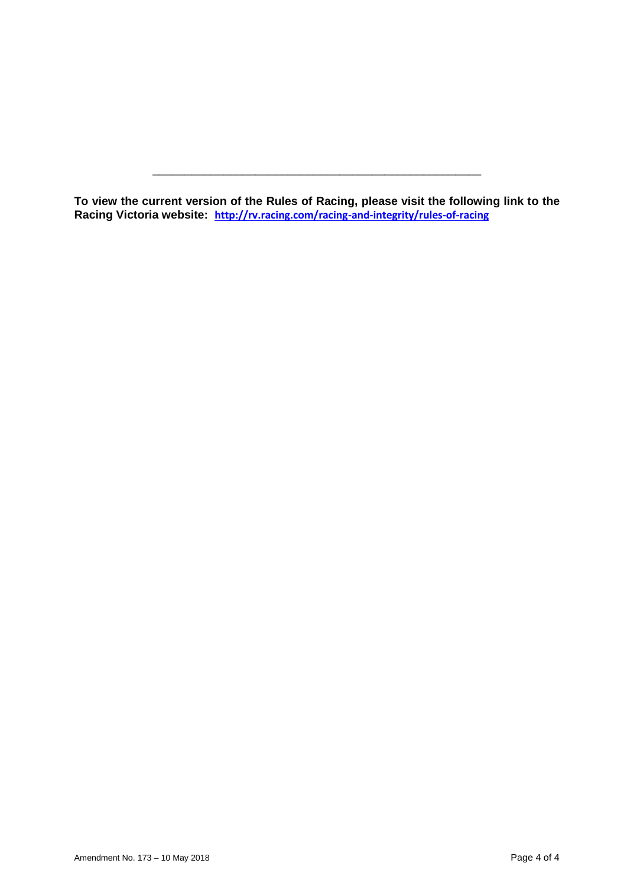---

**To view the current version of the Rules of Racing, please visit the following link to the Racing Victoria website:** [http://rv.racing.com/racing-and-integrity/rules-of-racing](http://rv.racing.com/racing-and-integrity/rules-of-racing)

Amendment No. 173 – 10 May 2018